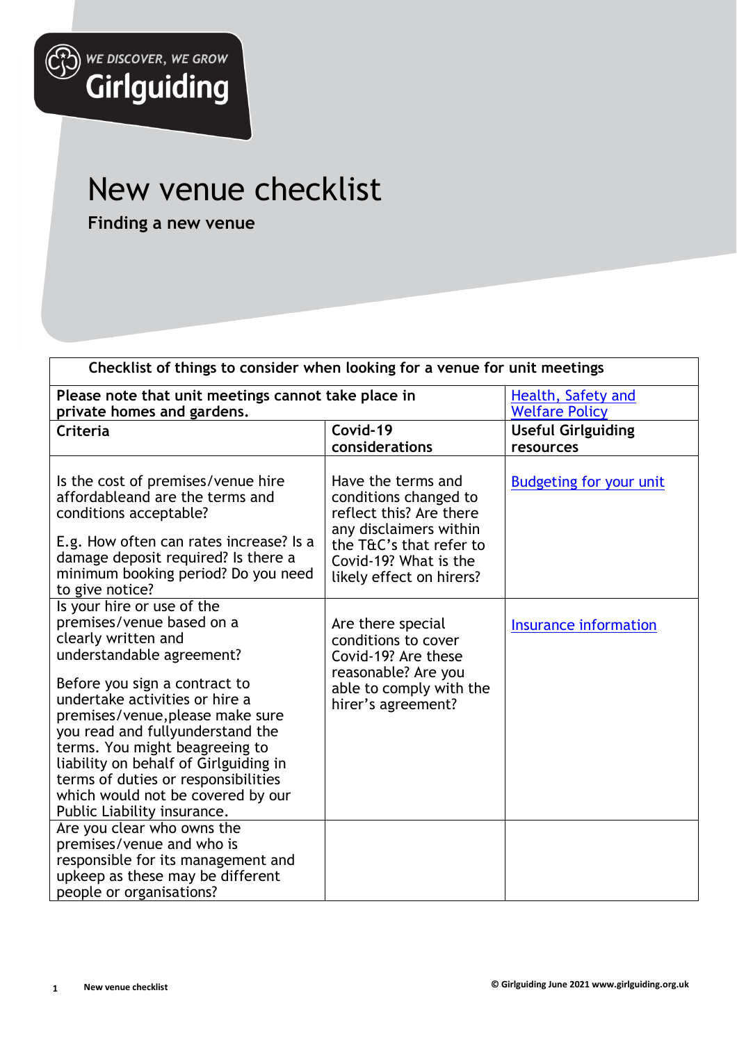WE DISCOVER, WE GROW
Girlguiding

# New venue checklist

## Finding a new venue

| Checklist of things to consider when looking for a venue for unit meetings | | |
|---|---|---|
| **Please note that unit meetings cannot take place in private homes and gardens.** | | Health, Safety and Welfare Policy |
| **Criteria** | **Covid-19 considerations** | **Useful Girlguiding resources** |
| Is the cost of premises/venue hire affordableand are the terms and conditions acceptable?<br><br>E.g. How often can rates increase? Is a damage deposit required? Is there a minimum booking period? Do you need to give notice? | Have the terms and conditions changed to reflect this? Are there any disclaimers within the T&C's that refer to Covid-19? What is the likely effect on hirers? | Budgeting for your unit |
| Is your hire or use of the premises/venue based on a clearly written and understandable agreement?<br><br>Before you sign a contract to undertake activities or hire a premises/venue,please make sure you read and fullyunderstand the terms. You might beagreeing to liability on behalf of Girlguiding in terms of duties or responsibilities which would not be covered by our Public Liability insurance. | Are there special conditions to cover Covid-19? Are these reasonable? Are you able to comply with the hirer's agreement? | Insurance information |
| Are you clear who owns the premises/venue and who is responsible for its management and upkeep as these may be different people or organisations? | | |

© Girlguiding June 2021 www.girlguiding.org.uk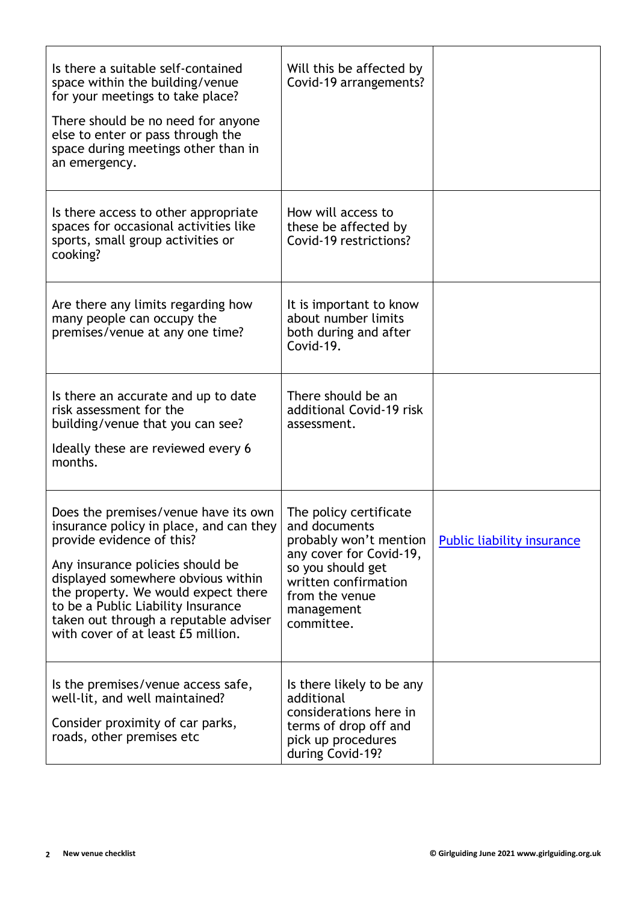| | | |
|---|---|---|
| Is there a suitable self-contained space within the building/venue for your meetings to take place?<br><br>There should be no need for anyone else to enter or pass through the space during meetings other than in an emergency. | Will this be affected by Covid-19 arrangements? | |
| Is there access to other appropriate spaces for occasional activities like sports, small group activities or cooking? | How will access to these be affected by Covid-19 restrictions? | |
| Are there any limits regarding how many people can occupy the premises/venue at any one time? | It is important to know about number limits both during and after Covid-19. | |
| Is there an accurate and up to date risk assessment for the building/venue that you can see?<br><br>Ideally these are reviewed every 6 months. | There should be an additional Covid-19 risk assessment. | |
| Does the premises/venue have its own insurance policy in place, and can they provide evidence of this?<br><br>Any insurance policies should be displayed somewhere obvious within the property. We would expect there to be a Public Liability Insurance taken out through a reputable adviser with cover of at least £5 million. | The policy certificate and documents probably won't mention any cover for Covid-19, so you should get written confirmation from the venue management committee. | Public liability insurance |
| Is the premises/venue access safe, well-lit, and well maintained?<br><br>Consider proximity of car parks, roads, other premises etc | Is there likely to be any additional considerations here in terms of drop off and pick up procedures during Covid-19? | |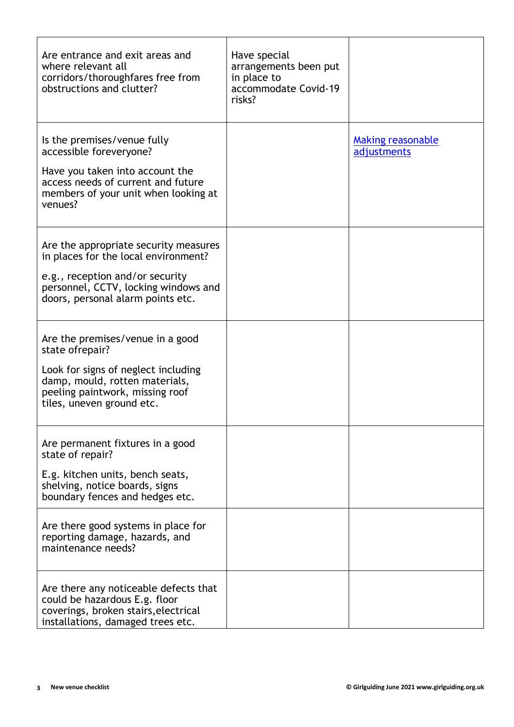| | | |
|---|---|---|
| Are entrance and exit areas and where relevant all corridors/thoroughfares free from obstructions and clutter? | Have special arrangements been put in place to accommodate Covid-19 risks? | |
| Is the premises/venue fully accessible foreveryone?<br><br>Have you taken into account the access needs of current and future members of your unit when looking at venues? | | Making reasonable adjustments |
| Are the appropriate security measures in places for the local environment?<br><br>e.g., reception and/or security personnel, CCTV, locking windows and doors, personal alarm points etc. | | |
| Are the premises/venue in a good state ofrepair?<br><br>Look for signs of neglect including damp, mould, rotten materials, peeling paintwork, missing roof tiles, uneven ground etc. | | |
| Are permanent fixtures in a good state of repair?<br><br>E.g. kitchen units, bench seats, shelving, notice boards, signs boundary fences and hedges etc. | | |
| Are there good systems in place for reporting damage, hazards, and maintenance needs? | | |
| Are there any noticeable defects that could be hazardous E.g. floor coverings, broken stairs,electrical installations, damaged trees etc. | | |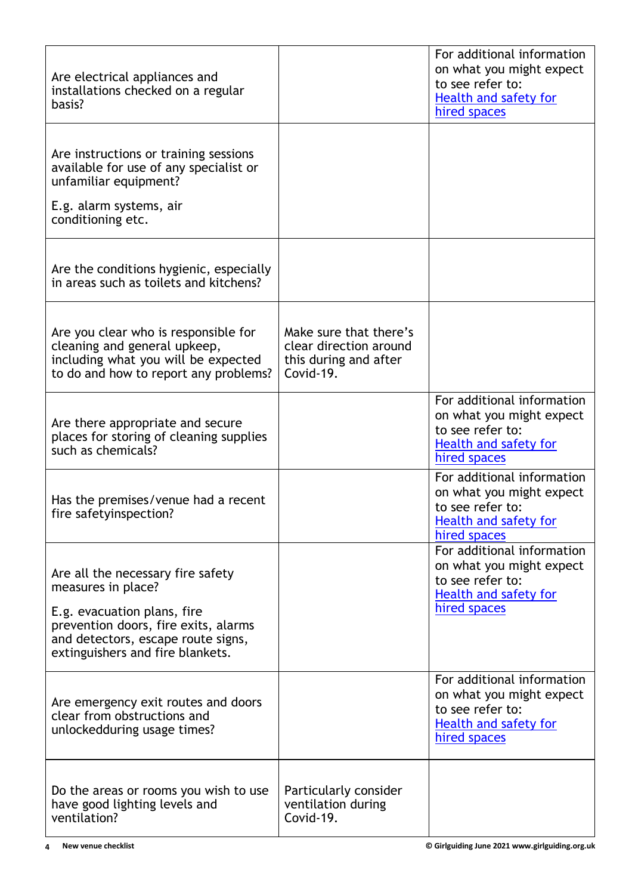| | | |
|---|---|---|
| Are electrical appliances and installations checked on a regular basis? | | For additional information on what you might expect to see refer to: [Health and safety for hired spaces] |
| Are instructions or training sessions available for use of any specialist or unfamiliar equipment?<br><br>E.g. alarm systems, air conditioning etc. | | |
| Are the conditions hygienic, especially in areas such as toilets and kitchens? | | |
| Are you clear who is responsible for cleaning and general upkeep, including what you will be expected to do and how to report any problems? | Make sure that there's clear direction around this during and after Covid-19. | |
| Are there appropriate and secure places for storing of cleaning supplies such as chemicals? | | For additional information on what you might expect to see refer to: [Health and safety for hired spaces] |
| Has the premises/venue had a recent fire safetyinspection? | | For additional information on what you might expect to see refer to: [Health and safety for hired spaces] |
| Are all the necessary fire safety measures in place?<br><br>E.g. evacuation plans, fire prevention doors, fire exits, alarms and detectors, escape route signs, extinguishers and fire blankets. | | For additional information on what you might expect to see refer to: [Health and safety for hired spaces] |
| Are emergency exit routes and doors clear from obstructions and unlockedduring usage times? | | For additional information on what you might expect to see refer to: [Health and safety for hired spaces] |
| Do the areas or rooms you wish to use have good lighting levels and ventilation? | Particularly consider ventilation during Covid-19. | |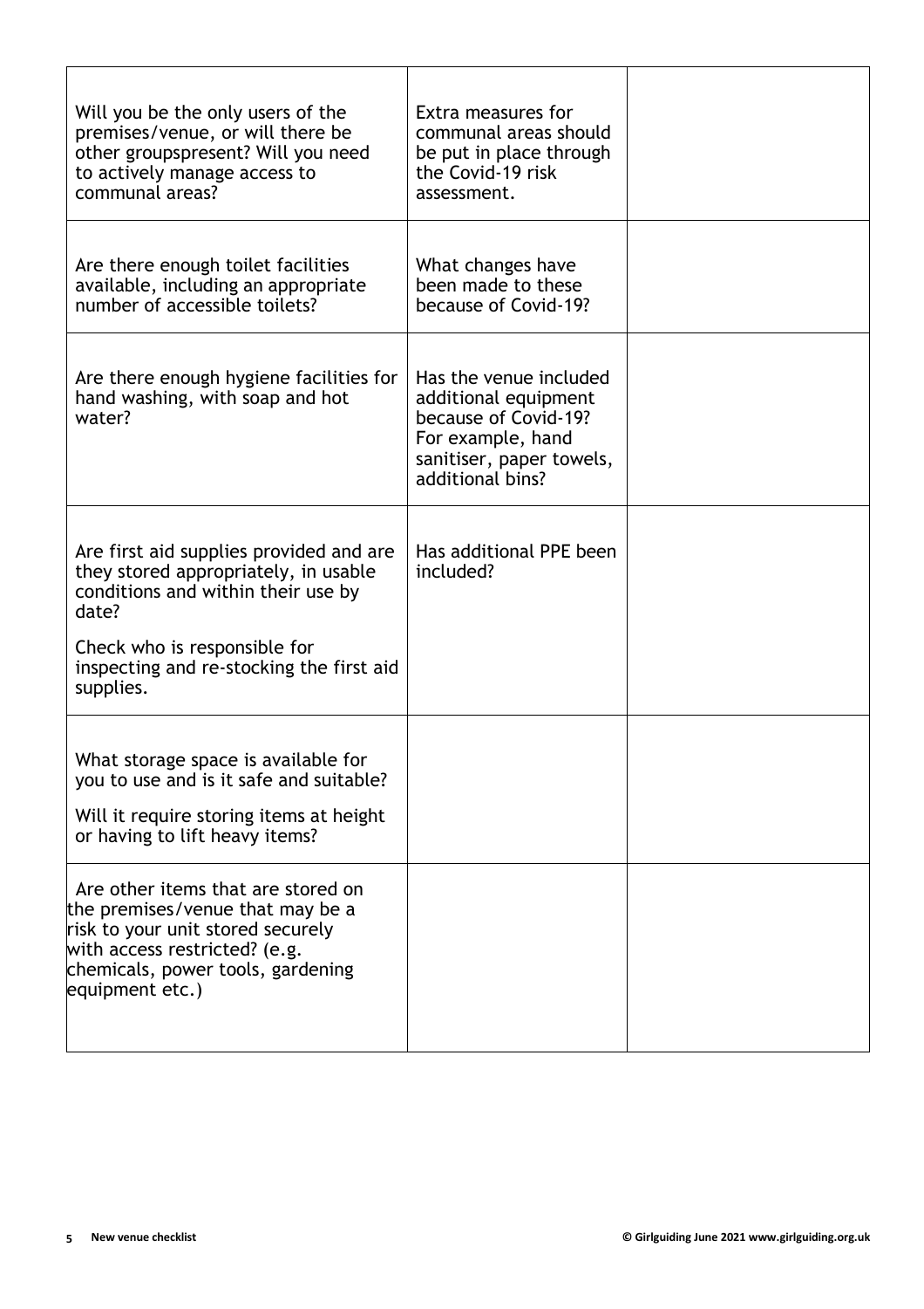| | | |
|---|---|---|
| Will you be the only users of the premises/venue, or will there be other groupspresent? Will you need to actively manage access to communal areas? | Extra measures for communal areas should be put in place through the Covid-19 risk assessment. | |
| Are there enough toilet facilities available, including an appropriate number of accessible toilets? | What changes have been made to these because of Covid-19? | |
| Are there enough hygiene facilities for hand washing, with soap and hot water? | Has the venue included additional equipment because of Covid-19? For example, hand sanitiser, paper towels, additional bins? | |
| Are first aid supplies provided and are they stored appropriately, in usable conditions and within their use by date?<br><br>Check who is responsible for inspecting and re-stocking the first aid supplies. | Has additional PPE been included? | |
| What storage space is available for you to use and is it safe and suitable?<br><br>Will it require storing items at height or having to lift heavy items? | | |
| Are other items that are stored on the premises/venue that may be a risk to your unit stored securely with access restricted? (e.g. chemicals, power tools, gardening equipment etc.) | | |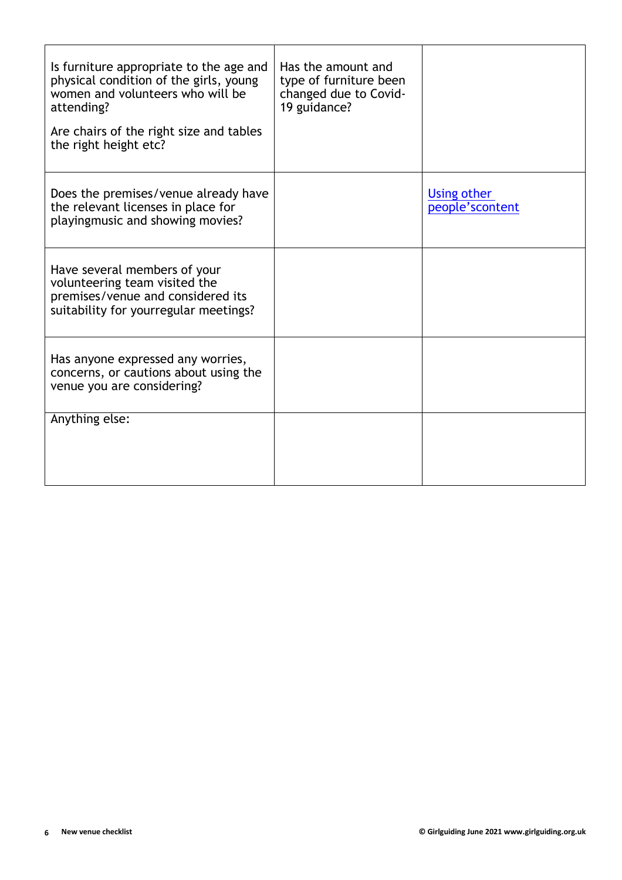| | | |
|---|---|---|
| Is furniture appropriate to the age and physical condition of the girls, young women and volunteers who will be attending?<br><br>Are chairs of the right size and tables the right height etc? | Has the amount and type of furniture been changed due to Covid-19 guidance? | |
| Does the premises/venue already have the relevant licenses in place for playingmusic and showing movies? | | Using other people'scontent |
| Have several members of your volunteering team visited the premises/venue and considered its suitability for yourregular meetings? | | |
| Has anyone expressed any worries, concerns, or cautions about using the venue you are considering? | | |
| Anything else: | | |